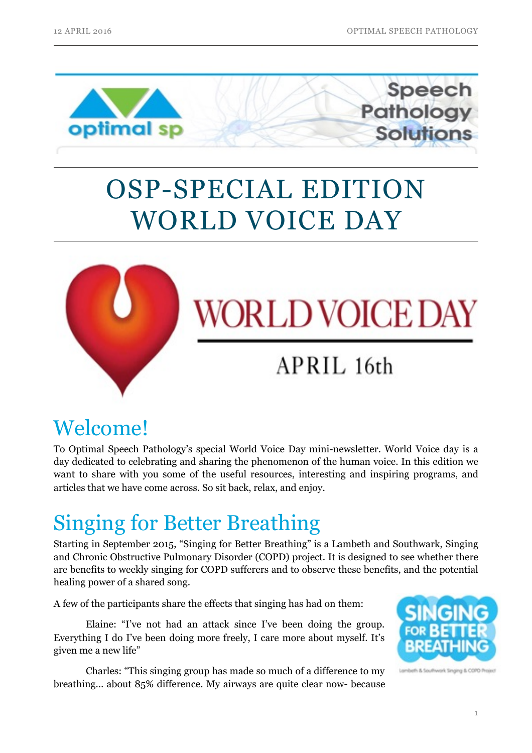# OSP-SPECIAL EDITION WORLD VOICE DAY

## Welcome!

To Optimal Speech Pathology's special World Voice Day mini-newsletter. World Voice day is a day dedicated to celebrating and sharing the phenomenon of the human voice. In this edition we want to share with you some of the useful resources, interesting and inspiring programs, and articles that we have come across. So sit back, relax, and enjoy.

## Singing for Better Breathing

Starting in September 2015, "Singing for Better Breathing" is a Lambeth and Southwark, Singing and Chronic Obstructive Pulmonary Disorder (COPD) project. It is designed to see whether there are benefits to weekly singing for COPD sufferers and to observe these benefits, and the potential healing power of a shared song.

A few of the participants share the effects that singing has had on them:

Elaine: "I've not had an attack since I've been doing the group. Everything I do I've been doing more freely, I care more about myself. It's given me a new life"

Charles: "This singing group has made so much of a difference to my breathing… about 85% difference. My airways are quite clear now- because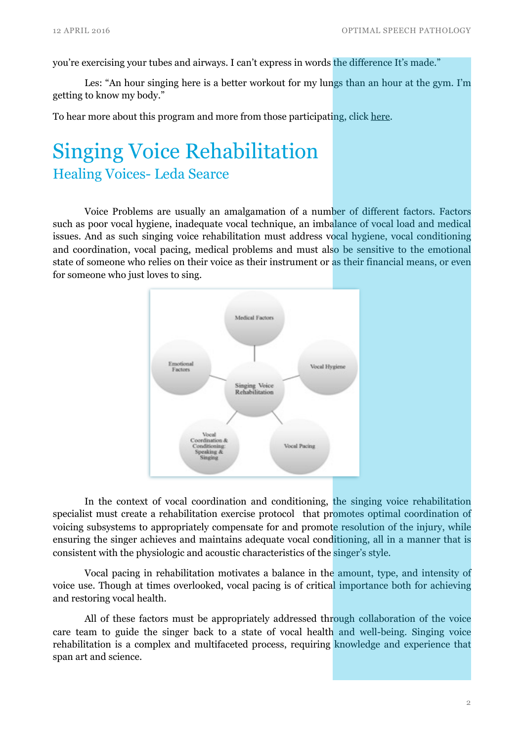you're exercising your tubes and airways. I can't express in words the difference It's made."

Les: "An hour singing here is a better workout for my lungs than an hour at the gym. I'm getting to know my body."

To hear more about this program and more from those participating, click here.

# Singing Voice Rehabilitation

## Healing Voices- Leda Searce

Voice Problems are usually an amalgamation of a number of different factors. Factors such as poor vocal hygiene, inadequate vocal technique, an imbalance of vocal load and medical issues. And as such singing voice rehabilitation must address vocal hygiene, vocal conditioning and coordination, vocal pacing, medical problems and must also be sensitive to the emotional state of someone who relies on their voice as their instrument or as their financial means, or even for someone who just loves to sing.

Singing Voice Rehabilitation — Medical Factors; Vocal Hygiene; Vocal Pacing; Vocal Coordination & Conditioning: Speaking & Singing; Emotional Factors

In the context of vocal coordination and conditioning, the singing voice rehabilitation specialist must create a rehabilitation exercise protocol that promotes optimal coordination of voicing subsystems to appropriately compensate for and promote resolution of the injury, while ensuring the singer achieves and maintains adequate vocal conditioning, all in a manner that is consistent with the physiologic and acoustic characteristics of the singer's style.

Vocal pacing in rehabilitation motivates a balance in the amount, type, and intensity of voice use. Though at times overlooked, vocal pacing is of critical importance both for achieving and restoring vocal health.

All of these factors must be appropriately addressed through collaboration of the voice care team to guide the singer back to a state of vocal health and well-being. Singing voice rehabilitation is a complex and multifaceted process, requiring knowledge and experience that span art and science.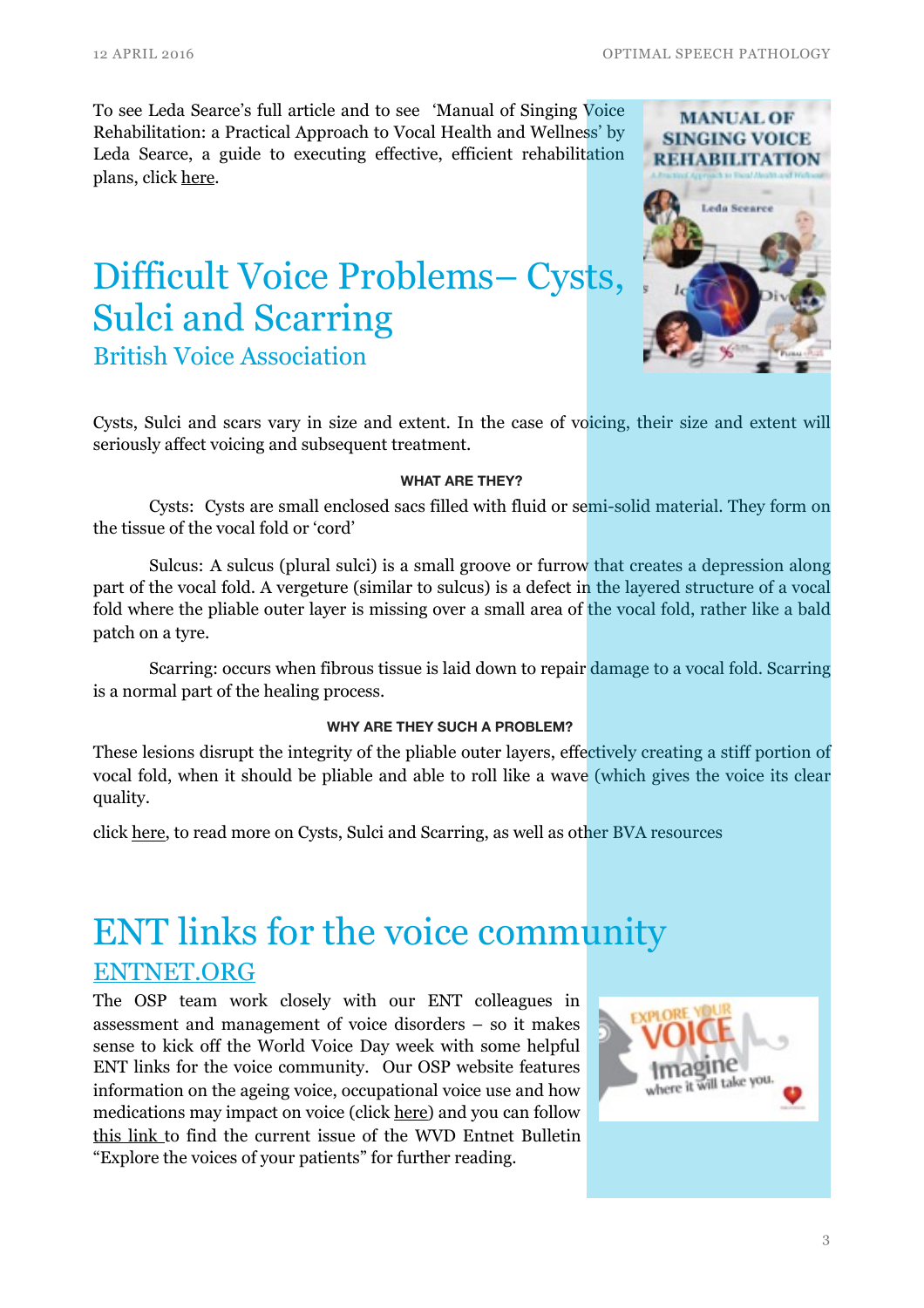To see Leda Searce's full article and to see 'Manual of Singing Voice Rehabilitation: a Practical Approach to Vocal Health and Wellness' by Leda Searce, a guide to executing effective, efficient rehabilitation plans, click here.

# Difficult Voice Problems– Cysts, Sulci and Scarring

## British Voice Association

Cysts, Sulci and scars vary in size and extent. In the case of voicing, their size and extent will seriously affect voicing and subsequent treatment.

**WHAT ARE THEY?**

Cysts: Cysts are small enclosed sacs filled with fluid or semi-solid material. They form on the tissue of the vocal fold or 'cord'

Sulcus: A sulcus (plural sulci) is a small groove or furrow that creates a depression along part of the vocal fold. A vergeture (similar to sulcus) is a defect in the layered structure of a vocal fold where the pliable outer layer is missing over a small area of the vocal fold, rather like a bald patch on a tyre.

Scarring: occurs when fibrous tissue is laid down to repair damage to a vocal fold. Scarring is a normal part of the healing process.

**WHY ARE THEY SUCH A PROBLEM?**

These lesions disrupt the integrity of the pliable outer layers, effectively creating a stiff portion of vocal fold, when it should be pliable and able to roll like a wave (which gives the voice its clear quality.

click here, to read more on Cysts, Sulci and Scarring, as well as other BVA resources

# ENT links for the voice community

## ENTNET.ORG

The OSP team work closely with our ENT colleagues in assessment and management of voice disorders – so it makes sense to kick off the World Voice Day week with some helpful ENT links for the voice community. Our OSP website features information on the ageing voice, occupational voice use and how medications may impact on voice (click here) and you can follow this link to find the current issue of the WVD Entnet Bulletin "Explore the voices of your patients" for further reading.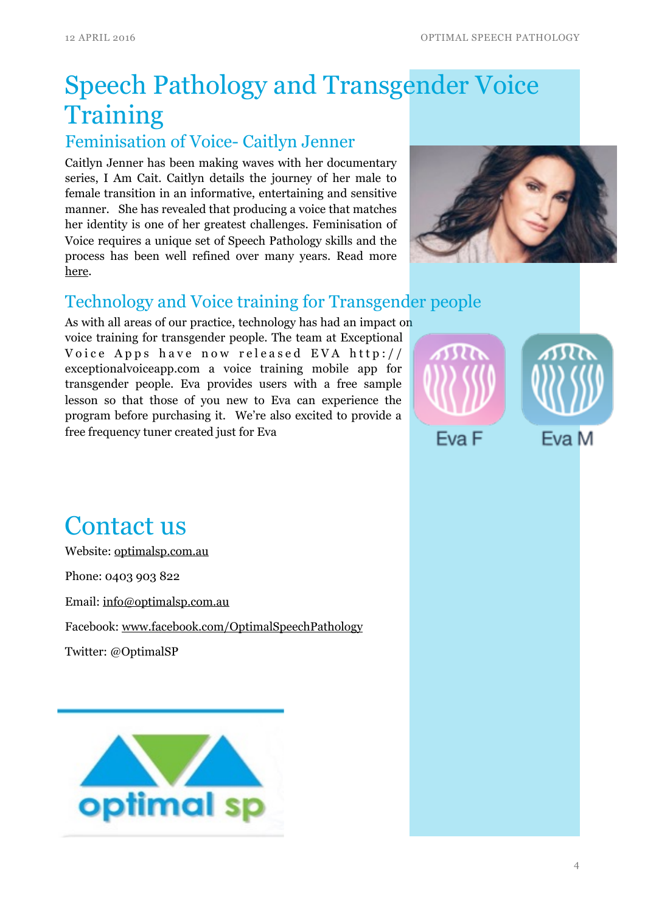# Speech Pathology and Transgender Voice Training

## Feminisation of Voice- Caitlyn Jenner

Caitlyn Jenner has been making waves with her documentary series, I Am Cait. Caitlyn details the journey of her male to female transition in an informative, entertaining and sensitive manner. She has revealed that producing a voice that matches her identity is one of her greatest challenges. Feminisation of Voice requires a unique set of Speech Pathology skills and the process has been well refined over many years. Read more here.

## Technology and Voice training for Transgender people

As with all areas of our practice, technology has had an impact on voice training for transgender people. The team at Exceptional Voice Apps have now released EVA http://exceptionalvoiceapp.com a voice training mobile app for transgender people. Eva provides users with a free sample lesson so that those of you new to Eva can experience the program before purchasing it. We're also excited to provide a free frequency tuner created just for Eva

Eva F

Eva M

# Contact us

Website: optimalsp.com.au

Phone: 0403 903 822

Email: info@optimalsp.com.au

Facebook: www.facebook.com/OptimalSpeechPathology

Twitter: @OptimalSP

optimal sp